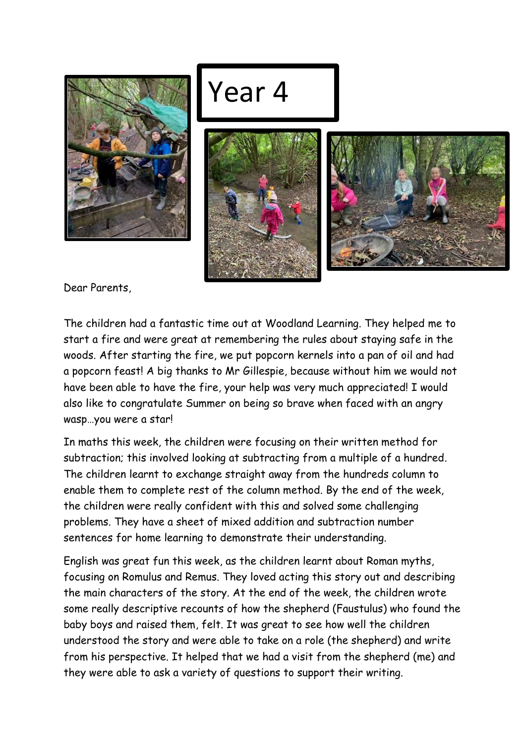# Year 4

Dear Parents,

The children had a fantastic time out at Woodland Learning. They helped me to start a fire and were great at remembering the rules about staying safe in the woods. After starting the fire, we put popcorn kernels into a pan of oil and had a popcorn feast! A big thanks to Mr Gillespie, because without him we would not have been able to have the fire, your help was very much appreciated! I would also like to congratulate Summer on being so brave when faced with an angry wasp…you were a star!

In maths this week, the children were focusing on their written method for subtraction; this involved looking at subtracting from a multiple of a hundred. The children learnt to exchange straight away from the hundreds column to enable them to complete rest of the column method. By the end of the week, the children were really confident with this and solved some challenging problems. They have a sheet of mixed addition and subtraction number sentences for home learning to demonstrate their understanding.

English was great fun this week, as the children learnt about Roman myths, focusing on Romulus and Remus. They loved acting this story out and describing the main characters of the story. At the end of the week, the children wrote some really descriptive recounts of how the shepherd (Faustulus) who found the baby boys and raised them, felt. It was great to see how well the children understood the story and were able to take on a role (the shepherd) and write from his perspective. It helped that we had a visit from the shepherd (me) and they were able to ask a variety of questions to support their writing.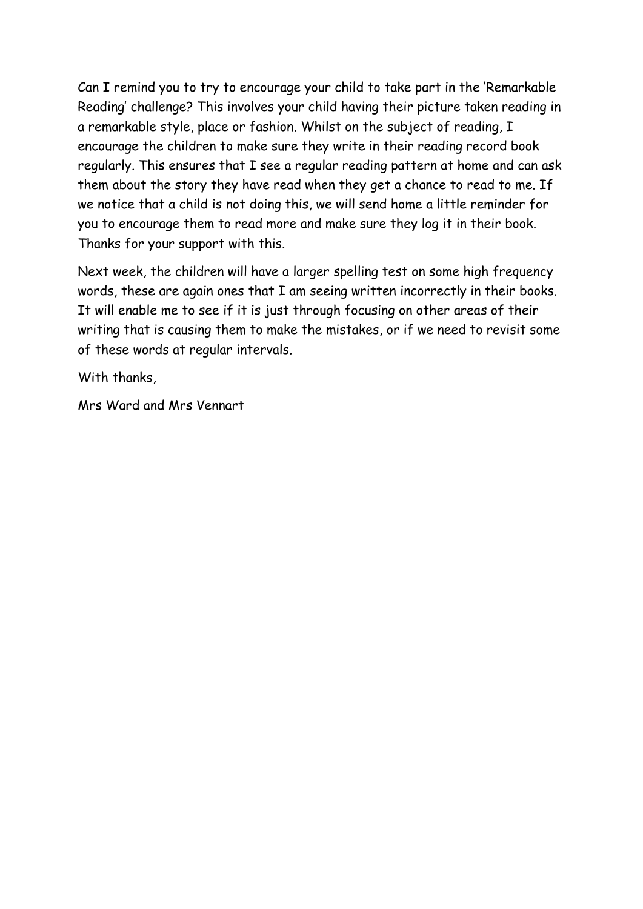Can I remind you to try to encourage your child to take part in the 'Remarkable Reading' challenge? This involves your child having their picture taken reading in a remarkable style, place or fashion. Whilst on the subject of reading, I encourage the children to make sure they write in their reading record book regularly. This ensures that I see a regular reading pattern at home and can ask them about the story they have read when they get a chance to read to me. If we notice that a child is not doing this, we will send home a little reminder for you to encourage them to read more and make sure they log it in their book. Thanks for your support with this.

Next week, the children will have a larger spelling test on some high frequency words, these are again ones that I am seeing written incorrectly in their books. It will enable me to see if it is just through focusing on other areas of their writing that is causing them to make the mistakes, or if we need to revisit some of these words at regular intervals.

With thanks,

Mrs Ward and Mrs Vennart